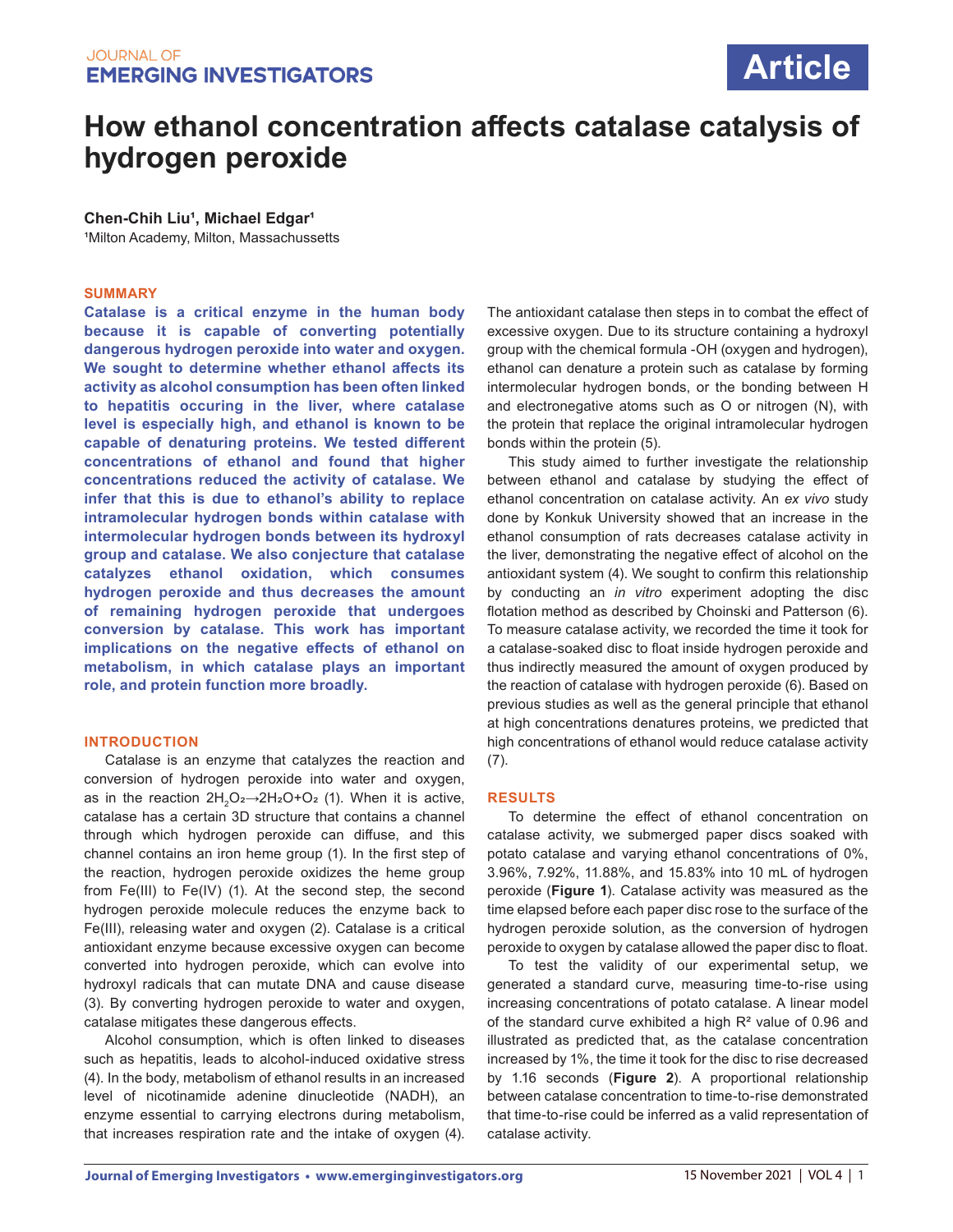# How ethanol concentration affects catalase catalysis of hydrogen peroxide

**Chen-Chih Liu[1], Michael Edgar[1]**

[1]Milton Academy, Milton, Massachussetts

## SUMMARY

**Catalase is a critical enzyme in the human body because it is capable of converting potentially dangerous hydrogen peroxide into water and oxygen. We sought to determine whether ethanol affects its activity as alcohol consumption has been often linked to hepatitis occuring in the liver, where catalase level is especially high, and ethanol is known to be capable of denaturing proteins. We tested different concentrations of ethanol and found that higher concentrations reduced the activity of catalase. We infer that this is due to ethanol's ability to replace intramolecular hydrogen bonds within catalase with intermolecular hydrogen bonds between its hydroxyl group and catalase. We also conjecture that catalase catalyzes ethanol oxidation, which consumes hydrogen peroxide and thus decreases the amount of remaining hydrogen peroxide that undergoes conversion by catalase. This work has important implications on the negative effects of ethanol on metabolism, in which catalase plays an important role, and protein function more broadly.**

## INTRODUCTION

Catalase is an enzyme that catalyzes the reaction and conversion of hydrogen peroxide into water and oxygen, as in the reaction $2H_2O_2 \rightarrow 2H_2O + O_2$ (1). When it is active, catalase has a certain 3D structure that contains a channel through which hydrogen peroxide can diffuse, and this channel contains an iron heme group (1). In the first step of the reaction, hydrogen peroxide oxidizes the heme group from Fe(III) to Fe(IV) (1). At the second step, the second hydrogen peroxide molecule reduces the enzyme back to Fe(III), releasing water and oxygen (2). Catalase is a critical antioxidant enzyme because excessive oxygen can become converted into hydrogen peroxide, which can evolve into hydroxyl radicals that can mutate DNA and cause disease (3). By converting hydrogen peroxide to water and oxygen, catalase mitigates these dangerous effects.

Alcohol consumption, which is often linked to diseases such as hepatitis, leads to alcohol-induced oxidative stress (4). In the body, metabolism of ethanol results in an increased level of nicotinamide adenine dinucleotide (NADH), an enzyme essential to carrying electrons during metabolism, that increases respiration rate and the intake of oxygen (4). The antioxidant catalase then steps in to combat the effect of excessive oxygen. Due to its structure containing a hydroxyl group with the chemical formula -OH (oxygen and hydrogen), ethanol can denature a protein such as catalase by forming intermolecular hydrogen bonds, or the bonding between H and electronegative atoms such as O or nitrogen (N), with the protein that replace the original intramolecular hydrogen bonds within the protein (5).

This study aimed to further investigate the relationship between ethanol and catalase by studying the effect of ethanol concentration on catalase activity. An *ex vivo* study done by Konkuk University showed that an increase in the ethanol consumption of rats decreases catalase activity in the liver, demonstrating the negative effect of alcohol on the antioxidant system (4). We sought to confirm this relationship by conducting an *in vitro* experiment adopting the disc flotation method as described by Choinski and Patterson (6). To measure catalase activity, we recorded the time it took for a catalase-soaked disc to float inside hydrogen peroxide and thus indirectly measured the amount of oxygen produced by the reaction of catalase with hydrogen peroxide (6). Based on previous studies as well as the general principle that ethanol at high concentrations denatures proteins, we predicted that high concentrations of ethanol would reduce catalase activity (7).

## RESULTS

To determine the effect of ethanol concentration on catalase activity, we submerged paper discs soaked with potato catalase and varying ethanol concentrations of 0%, 3.96%, 7.92%, 11.88%, and 15.83% into 10 mL of hydrogen peroxide (**Figure 1**). Catalase activity was measured as the time elapsed before each paper disc rose to the surface of the hydrogen peroxide solution, as the conversion of hydrogen peroxide to oxygen by catalase allowed the paper disc to float.

To test the validity of our experimental setup, we generated a standard curve, measuring time-to-rise using increasing concentrations of potato catalase. A linear model of the standard curve exhibited a high $R^2$ value of 0.96 and illustrated as predicted that, as the catalase concentration increased by 1%, the time it took for the disc to rise decreased by 1.16 seconds (**Figure 2**). A proportional relationship between catalase concentration to time-to-rise demonstrated that time-to-rise could be inferred as a valid representation of catalase activity.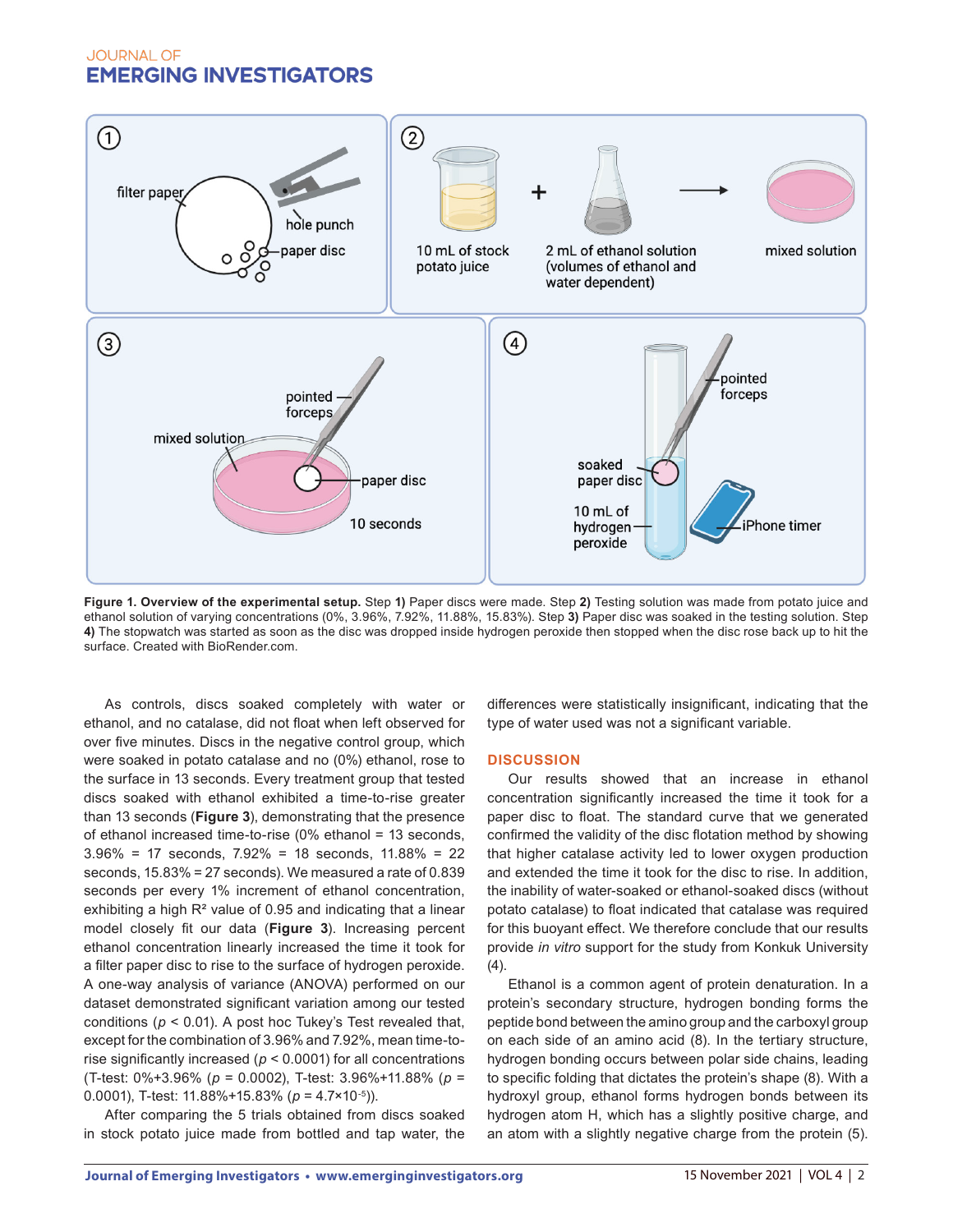**Figure 1. Overview of the experimental setup.** Step **1)** Paper discs were made. Step **2)** Testing solution was made from potato juice and ethanol solution of varying concentrations (0%, 3.96%, 7.92%, 11.88%, 15.83%). Step **3)** Paper disc was soaked in the testing solution. Step **4)** The stopwatch was started as soon as the disc was dropped inside hydrogen peroxide then stopped when the disc rose back up to hit the surface. Created with BioRender.com.

As controls, discs soaked completely with water or ethanol, and no catalase, did not float when left observed for over five minutes. Discs in the negative control group, which were soaked in potato catalase and no (0%) ethanol, rose to the surface in 13 seconds. Every treatment group that tested discs soaked with ethanol exhibited a time-to-rise greater than 13 seconds (**Figure 3**), demonstrating that the presence of ethanol increased time-to-rise (0% ethanol = 13 seconds, 3.96% = 17 seconds, 7.92% = 18 seconds, 11.88% = 22 seconds, 15.83% = 27 seconds). We measured a rate of 0.839 seconds per every 1% increment of ethanol concentration, exhibiting a high $R^2$ value of 0.95 and indicating that a linear model closely fit our data (**Figure 3**). Increasing percent ethanol concentration linearly increased the time it took for a filter paper disc to rise to the surface of hydrogen peroxide. A one-way analysis of variance (ANOVA) performed on our dataset demonstrated significant variation among our tested conditions ($p < 0.01$). A post hoc Tukey's Test revealed that, except for the combination of 3.96% and 7.92%, mean time-to-rise significantly increased ($p < 0.0001$) for all concentrations (T-test: 0%+3.96% ($p = 0.0002$), T-test: 3.96%+11.88% ($p = 0.0001$), T-test: 11.88%+15.83% ($p = 4.7 \times 10^{-5}$)).

After comparing the 5 trials obtained from discs soaked in stock potato juice made from bottled and tap water, the differences were statistically insignificant, indicating that the type of water used was not a significant variable.

## DISCUSSION

Our results showed that an increase in ethanol concentration significantly increased the time it took for a paper disc to float. The standard curve that we generated confirmed the validity of the disc flotation method by showing that higher catalase activity led to lower oxygen production and extended the time it took for the disc to rise. In addition, the inability of water-soaked or ethanol-soaked discs (without potato catalase) to float indicated that catalase was required for this buoyant effect. We therefore conclude that our results provide *in vitro* support for the study from Konkuk University (4).

Ethanol is a common agent of protein denaturation. In a protein's secondary structure, hydrogen bonding forms the peptide bond between the amino group and the carboxyl group on each side of an amino acid (8). In the tertiary structure, hydrogen bonding occurs between polar side chains, leading to specific folding that dictates the protein's shape (8). With a hydroxyl group, ethanol forms hydrogen bonds between its hydrogen atom H, which has a slightly positive charge, and an atom with a slightly negative charge from the protein (5).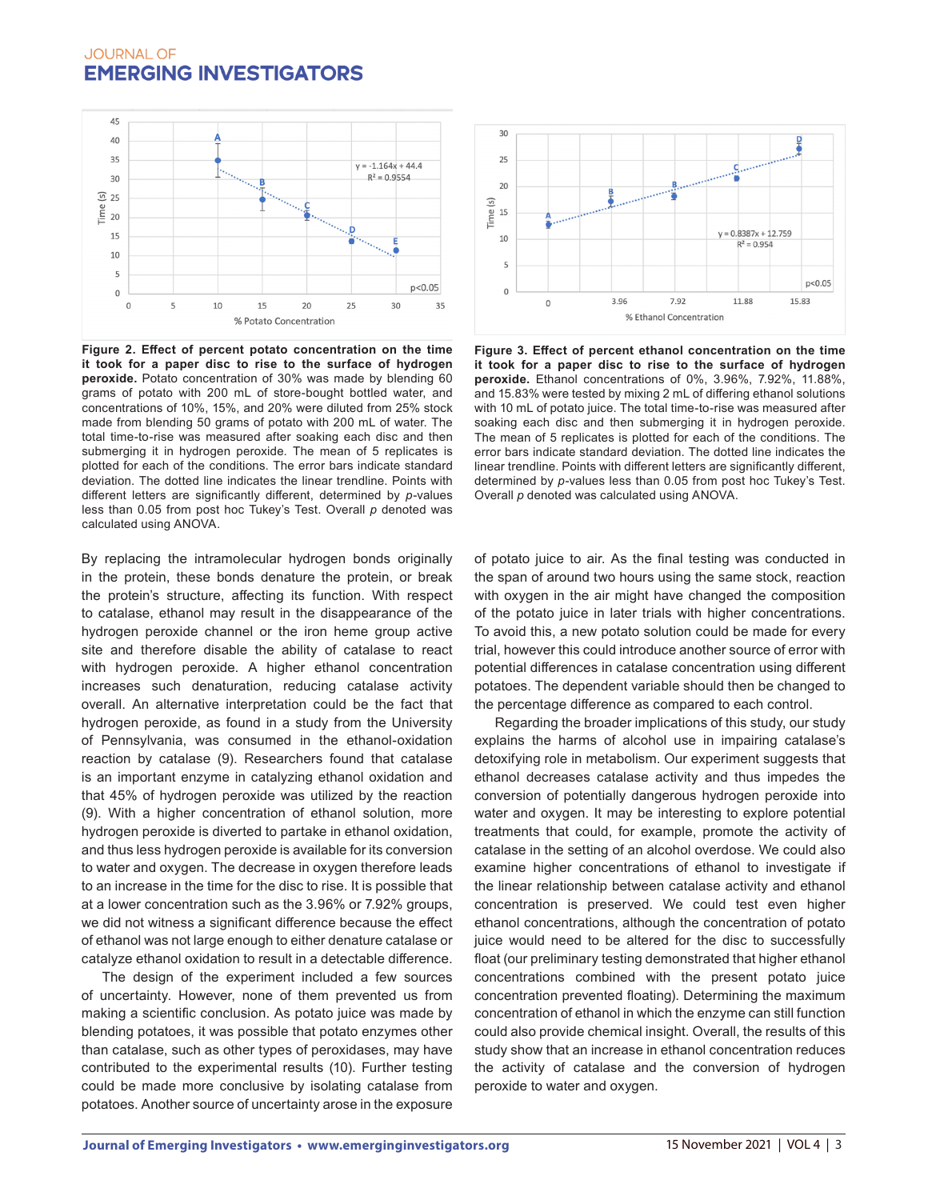**Figure 2. Effect of percent potato concentration on the time it took for a paper disc to rise to the surface of hydrogen peroxide.** Potato concentration of 30% was made by blending 60 grams of potato with 200 mL of store-bought bottled water, and concentrations of 10%, 15%, and 20% were diluted from 25% stock made from blending 50 grams of potato with 200 mL of water. The total time-to-rise was measured after soaking each disc and then submerging it in hydrogen peroxide. The mean of 5 replicates is plotted for each of the conditions. The error bars indicate standard deviation. The dotted line indicates the linear trendline. Points with different letters are significantly different, determined by *p*-values less than 0.05 from post hoc Tukey's Test. Overall *p* denoted was calculated using ANOVA.

**Figure 3. Effect of percent ethanol concentration on the time it took for a paper disc to rise to the surface of hydrogen peroxide.** Ethanol concentrations of 0%, 3.96%, 7.92%, 11.88%, and 15.83% were tested by mixing 2 mL of differing ethanol solutions with 10 mL of potato juice. The total time-to-rise was measured after soaking each disc and then submerging it in hydrogen peroxide. The mean of 5 replicates is plotted for each of the conditions. The error bars indicate standard deviation. The dotted line indicates the linear trendline. Points with different letters are significantly different, determined by *p*-values less than 0.05 from post hoc Tukey's Test. Overall *p* denoted was calculated using ANOVA.

By replacing the intramolecular hydrogen bonds originally in the protein, these bonds denature the protein, or break the protein's structure, affecting its function. With respect to catalase, ethanol may result in the disappearance of the hydrogen peroxide channel or the iron heme group active site and therefore disable the ability of catalase to react with hydrogen peroxide. A higher ethanol concentration increases such denaturation, reducing catalase activity overall. An alternative interpretation could be the fact that hydrogen peroxide, as found in a study from the University of Pennsylvania, was consumed in the ethanol-oxidation reaction by catalase (9). Researchers found that catalase is an important enzyme in catalyzing ethanol oxidation and that 45% of hydrogen peroxide was utilized by the reaction (9). With a higher concentration of ethanol solution, more hydrogen peroxide is diverted to partake in ethanol oxidation, and thus less hydrogen peroxide is available for its conversion to water and oxygen. The decrease in oxygen therefore leads to an increase in the time for the disc to rise. It is possible that at a lower concentration such as the 3.96% or 7.92% groups, we did not witness a significant difference because the effect of ethanol was not large enough to either denature catalase or catalyze ethanol oxidation to result in a detectable difference.

The design of the experiment included a few sources of uncertainty. However, none of them prevented us from making a scientific conclusion. As potato juice was made by blending potatoes, it was possible that potato enzymes other than catalase, such as other types of peroxidases, may have contributed to the experimental results (10). Further testing could be made more conclusive by isolating catalase from potatoes. Another source of uncertainty arose in the exposure of potato juice to air. As the final testing was conducted in the span of around two hours using the same stock, reaction with oxygen in the air might have changed the composition of the potato juice in later trials with higher concentrations. To avoid this, a new potato solution could be made for every trial, however this could introduce another source of error with potential differences in catalase concentration using different potatoes. The dependent variable should then be changed to the percentage difference as compared to each control.

Regarding the broader implications of this study, our study explains the harms of alcohol use in impairing catalase's detoxifying role in metabolism. Our experiment suggests that ethanol decreases catalase activity and thus impedes the conversion of potentially dangerous hydrogen peroxide into water and oxygen. It may be interesting to explore potential treatments that could, for example, promote the activity of catalase in the setting of an alcohol overdose. We could also examine higher concentrations of ethanol to investigate if the linear relationship between catalase activity and ethanol concentration is preserved. We could test even higher ethanol concentrations, although the concentration of potato juice would need to be altered for the disc to successfully float (our preliminary testing demonstrated that higher ethanol concentrations combined with the present potato juice concentration prevented floating). Determining the maximum concentration of ethanol in which the enzyme can still function could also provide chemical insight. Overall, the results of this study show that an increase in ethanol concentration reduces the activity of catalase and the conversion of hydrogen peroxide to water and oxygen.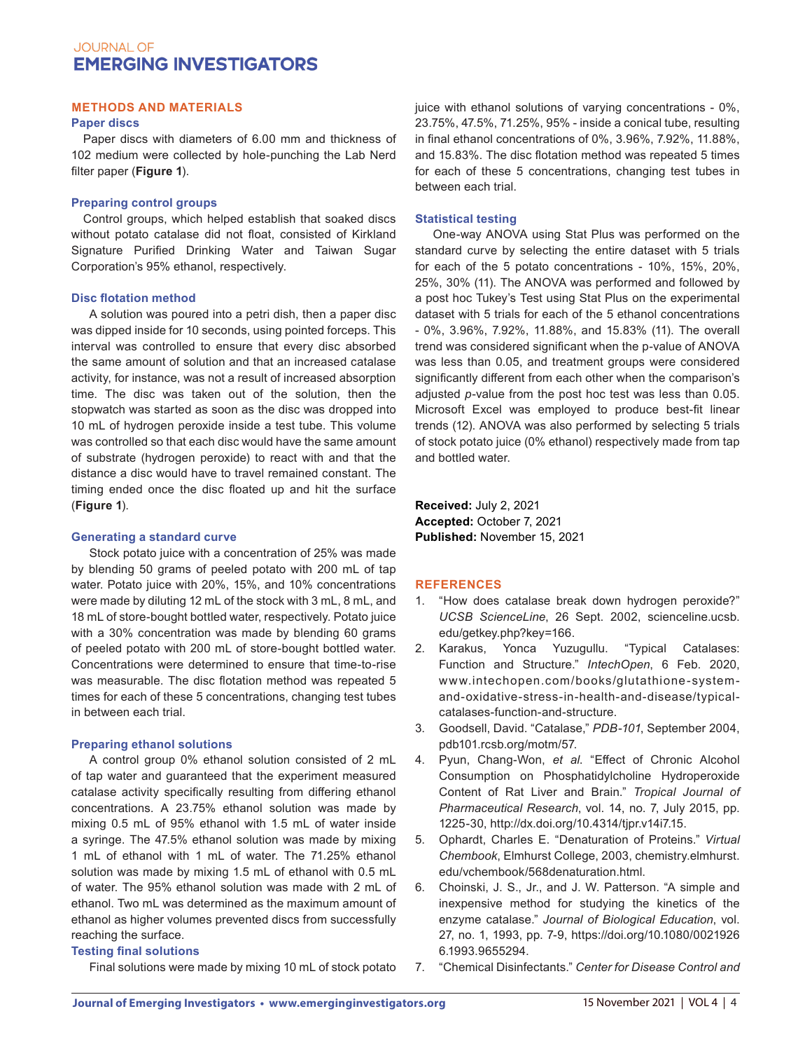## METHODS AND MATERIALS

### Paper discs

Paper discs with diameters of 6.00 mm and thickness of 102 medium were collected by hole-punching the Lab Nerd filter paper (**Figure 1**).

### Preparing control groups

Control groups, which helped establish that soaked discs without potato catalase did not float, consisted of Kirkland Signature Purified Drinking Water and Taiwan Sugar Corporation's 95% ethanol, respectively.

### Disc flotation method

A solution was poured into a petri dish, then a paper disc was dipped inside for 10 seconds, using pointed forceps. This interval was controlled to ensure that every disc absorbed the same amount of solution and that an increased catalase activity, for instance, was not a result of increased absorption time. The disc was taken out of the solution, then the stopwatch was started as soon as the disc was dropped into 10 mL of hydrogen peroxide inside a test tube. This volume was controlled so that each disc would have the same amount of substrate (hydrogen peroxide) to react with and that the distance a disc would have to travel remained constant. The timing ended once the disc floated up and hit the surface (**Figure 1**).

### Generating a standard curve

Stock potato juice with a concentration of 25% was made by blending 50 grams of peeled potato with 200 mL of tap water. Potato juice with 20%, 15%, and 10% concentrations were made by diluting 12 mL of the stock with 3 mL, 8 mL, and 18 mL of store-bought bottled water, respectively. Potato juice with a 30% concentration was made by blending 60 grams of peeled potato with 200 mL of store-bought bottled water. Concentrations were determined to ensure that time-to-rise was measurable. The disc flotation method was repeated 5 times for each of these 5 concentrations, changing test tubes in between each trial.

### Preparing ethanol solutions

A control group 0% ethanol solution consisted of 2 mL of tap water and guaranteed that the experiment measured catalase activity specifically resulting from differing ethanol concentrations. A 23.75% ethanol solution was made by mixing 0.5 mL of 95% ethanol with 1.5 mL of water inside a syringe. The 47.5% ethanol solution was made by mixing 1 mL of ethanol with 1 mL of water. The 71.25% ethanol solution was made by mixing 1.5 mL of ethanol with 0.5 mL of water. The 95% ethanol solution was made with 2 mL of ethanol. Two mL was determined as the maximum amount of ethanol as higher volumes prevented discs from successfully reaching the surface.

### Testing final solutions

Final solutions were made by mixing 10 mL of stock potato juice with ethanol solutions of varying concentrations - 0%, 23.75%, 47.5%, 71.25%, 95% - inside a conical tube, resulting in final ethanol concentrations of 0%, 3.96%, 7.92%, 11.88%, and 15.83%. The disc flotation method was repeated 5 times for each of these 5 concentrations, changing test tubes in between each trial.

### Statistical testing

One-way ANOVA using Stat Plus was performed on the standard curve by selecting the entire dataset with 5 trials for each of the 5 potato concentrations - 10%, 15%, 20%, 25%, 30% (11). The ANOVA was performed and followed by a post hoc Tukey's Test using Stat Plus on the experimental dataset with 5 trials for each of the 5 ethanol concentrations - 0%, 3.96%, 7.92%, 11.88%, and 15.83% (11). The overall trend was considered significant when the p-value of ANOVA was less than 0.05, and treatment groups were considered significantly different from each other when the comparison's adjusted *p*-value from the post hoc test was less than 0.05. Microsoft Excel was employed to produce best-fit linear trends (12). ANOVA was also performed by selecting 5 trials of stock potato juice (0% ethanol) respectively made from tap and bottled water.

**Received:** July 2, 2021
**Accepted:** October 7, 2021
**Published:** November 15, 2021

## REFERENCES

1. "How does catalase break down hydrogen peroxide?" *UCSB ScienceLine*, 26 Sept. 2002, scienceline.ucsb.edu/getkey.php?key=166.
2. Karakus, Yonca Yuzugullu. "Typical Catalases: Function and Structure." *IntechOpen*, 6 Feb. 2020, www.intechopen.com/books/glutathione-system-and-oxidative-stress-in-health-and-disease/typical-catalases-function-and-structure.
3. Goodsell, David. "Catalase," *PDB-101*, September 2004, pdb101.rcsb.org/motm/57.
4. Pyun, Chang-Won, *et al.* "Effect of Chronic Alcohol Consumption on Phosphatidylcholine Hydroperoxide Content of Rat Liver and Brain." *Tropical Journal of Pharmaceutical Research*, vol. 14, no. 7, July 2015, pp. 1225-30, http://dx.doi.org/10.4314/tjpr.v14i7.15.
5. Ophardt, Charles E. "Denaturation of Proteins." *Virtual Chembook*, Elmhurst College, 2003, chemistry.elmhurst.edu/vchembook/568denaturation.html.
6. Choinski, J. S., Jr., and J. W. Patterson. "A simple and inexpensive method for studying the kinetics of the enzyme catalase." *Journal of Biological Education*, vol. 27, no. 1, 1993, pp. 7-9, https://doi.org/10.1080/00219266.1993.9655294.
7. "Chemical Disinfectants." *Center for Disease Control and*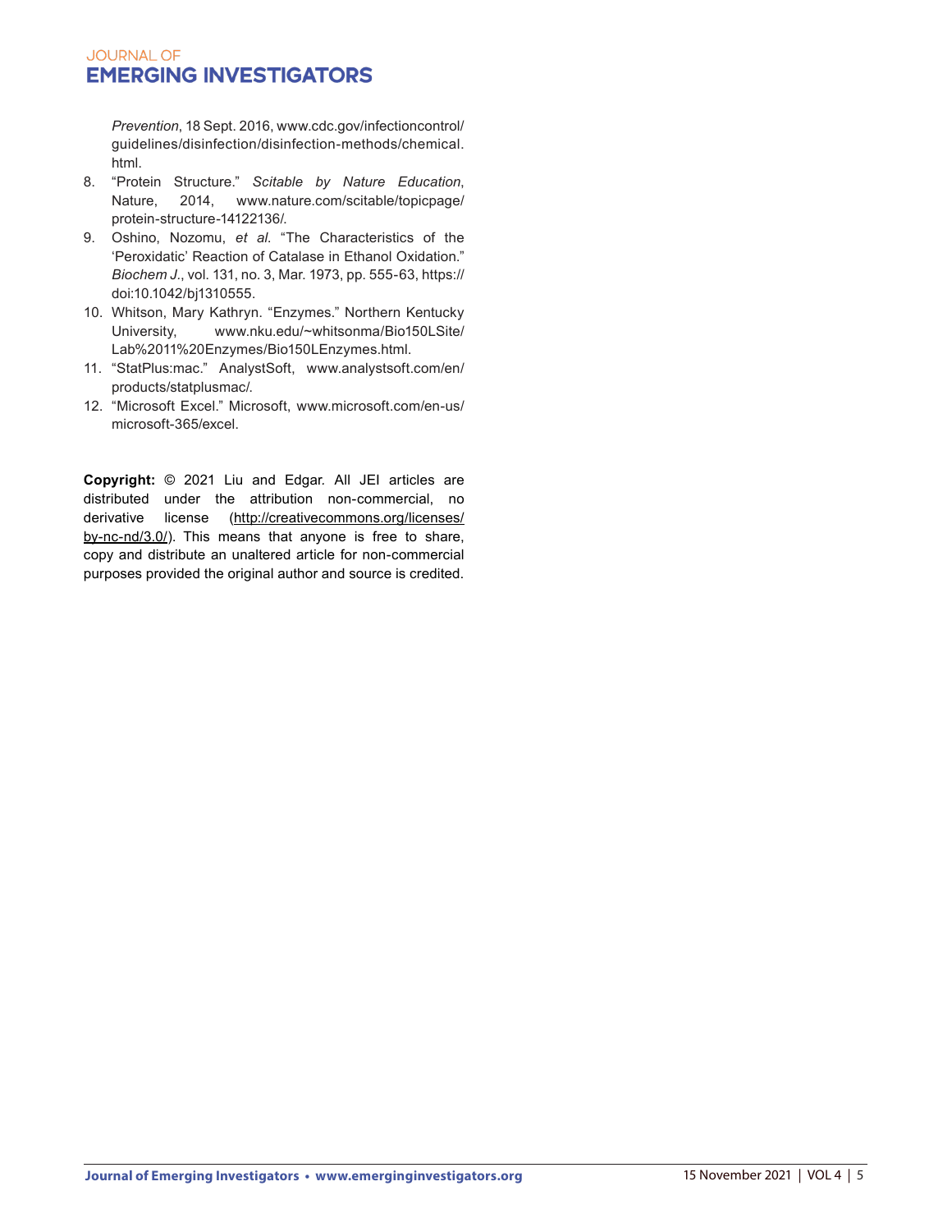*Prevention*, 18 Sept. 2016, www.cdc.gov/infectioncontrol/guidelines/disinfection/disinfection-methods/chemical.html.

8. "Protein Structure." *Scitable by Nature Education*, Nature, 2014, www.nature.com/scitable/topicpage/protein-structure-14122136/.
9. Oshino, Nozomu, *et al.* "The Characteristics of the 'Peroxidatic' Reaction of Catalase in Ethanol Oxidation." *Biochem J.*, vol. 131, no. 3, Mar. 1973, pp. 555-63, https://doi:10.1042/bj1310555.
10. Whitson, Mary Kathryn. "Enzymes." Northern Kentucky University, www.nku.edu/~whitsonma/Bio150LSite/Lab%2011%20Enzymes/Bio150LEnzymes.html.
11. "StatPlus:mac." AnalystSoft, www.analystsoft.com/en/products/statplusmac/.
12. "Microsoft Excel." Microsoft, www.microsoft.com/en-us/microsoft-365/excel.

**Copyright:** © 2021 Liu and Edgar. All JEI articles are distributed under the attribution non-commercial, no derivative license (http://creativecommons.org/licenses/by-nc-nd/3.0/). This means that anyone is free to share, copy and distribute an unaltered article for non-commercial purposes provided the original author and source is credited.